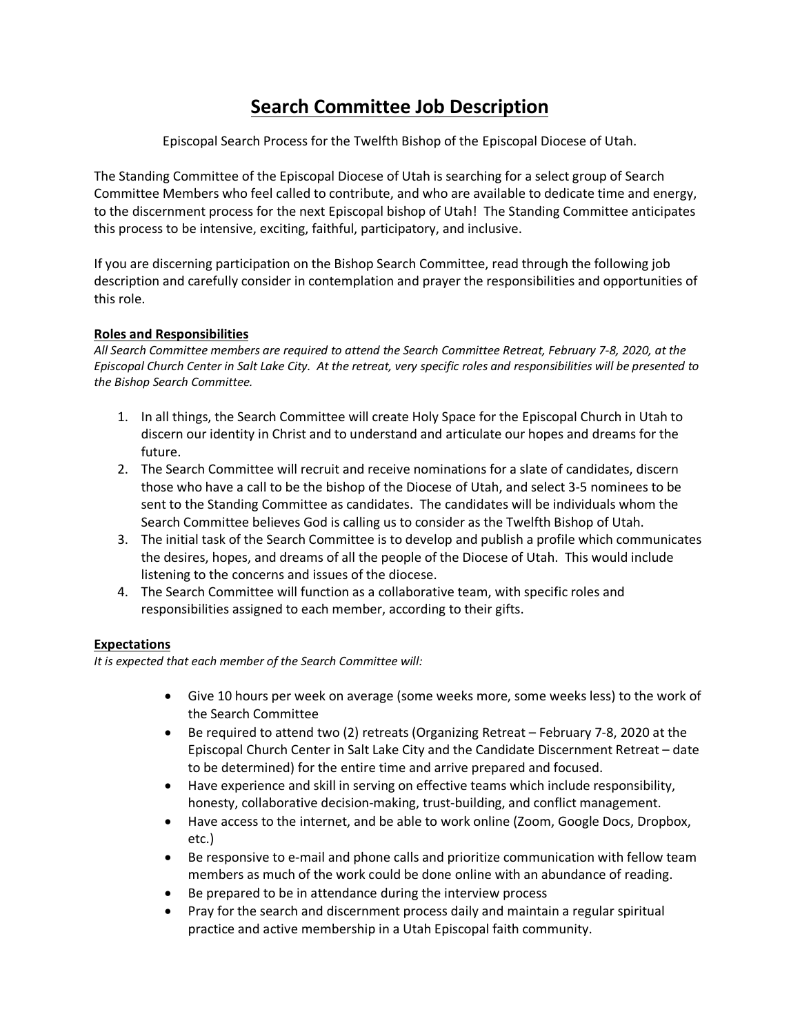# Search Committee Job Description

Episcopal Search Process for the Twelfth Bishop of the Episcopal Diocese of Utah.

The Standing Committee of the Episcopal Diocese of Utah is searching for a select group of Search Committee Members who feel called to contribute, and who are available to dedicate time and energy, to the discernment process for the next Episcopal bishop of Utah! The Standing Committee anticipates this process to be intensive, exciting, faithful, participatory, and inclusive.

If you are discerning participation on the Bishop Search Committee, read through the following job description and carefully consider in contemplation and prayer the responsibilities and opportunities of this role.

**Roles and Responsibilities**

*All Search Committee members are required to attend the Search Committee Retreat, February 7-8, 2020, at the Episcopal Church Center in Salt Lake City. At the retreat, very specific roles and responsibilities will be presented to the Bishop Search Committee.*

1. In all things, the Search Committee will create Holy Space for the Episcopal Church in Utah to discern our identity in Christ and to understand and articulate our hopes and dreams for the future.
2. The Search Committee will recruit and receive nominations for a slate of candidates, discern those who have a call to be the bishop of the Diocese of Utah, and select 3-5 nominees to be sent to the Standing Committee as candidates. The candidates will be individuals whom the Search Committee believes God is calling us to consider as the Twelfth Bishop of Utah.
3. The initial task of the Search Committee is to develop and publish a profile which communicates the desires, hopes, and dreams of all the people of the Diocese of Utah. This would include listening to the concerns and issues of the diocese.
4. The Search Committee will function as a collaborative team, with specific roles and responsibilities assigned to each member, according to their gifts.

**Expectations**

*It is expected that each member of the Search Committee will:*

- Give 10 hours per week on average (some weeks more, some weeks less) to the work of the Search Committee
- Be required to attend two (2) retreats (Organizing Retreat – February 7-8, 2020 at the Episcopal Church Center in Salt Lake City and the Candidate Discernment Retreat – date to be determined) for the entire time and arrive prepared and focused.
- Have experience and skill in serving on effective teams which include responsibility, honesty, collaborative decision-making, trust-building, and conflict management.
- Have access to the internet, and be able to work online (Zoom, Google Docs, Dropbox, etc.)
- Be responsive to e-mail and phone calls and prioritize communication with fellow team members as much of the work could be done online with an abundance of reading.
- Be prepared to be in attendance during the interview process
- Pray for the search and discernment process daily and maintain a regular spiritual practice and active membership in a Utah Episcopal faith community.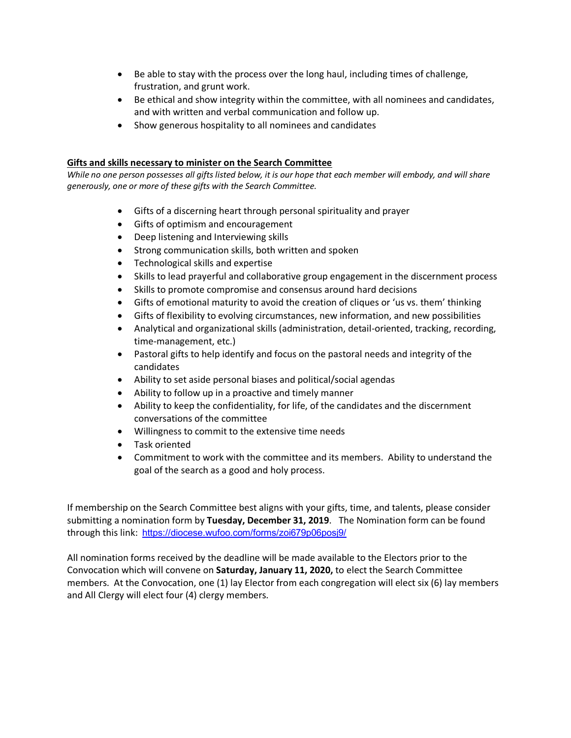- Be able to stay with the process over the long haul, including times of challenge, frustration, and grunt work.
- Be ethical and show integrity within the committee, with all nominees and candidates, and with written and verbal communication and follow up.
- Show generous hospitality to all nominees and candidates

**Gifts and skills necessary to minister on the Search Committee**

*While no one person possesses all gifts listed below, it is our hope that each member will embody, and will share generously, one or more of these gifts with the Search Committee.*

- Gifts of a discerning heart through personal spirituality and prayer
- Gifts of optimism and encouragement
- Deep listening and Interviewing skills
- Strong communication skills, both written and spoken
- Technological skills and expertise
- Skills to lead prayerful and collaborative group engagement in the discernment process
- Skills to promote compromise and consensus around hard decisions
- Gifts of emotional maturity to avoid the creation of cliques or 'us vs. them' thinking
- Gifts of flexibility to evolving circumstances, new information, and new possibilities
- Analytical and organizational skills (administration, detail-oriented, tracking, recording, time-management, etc.)
- Pastoral gifts to help identify and focus on the pastoral needs and integrity of the candidates
- Ability to set aside personal biases and political/social agendas
- Ability to follow up in a proactive and timely manner
- Ability to keep the confidentiality, for life, of the candidates and the discernment conversations of the committee
- Willingness to commit to the extensive time needs
- Task oriented
- Commitment to work with the committee and its members. Ability to understand the goal of the search as a good and holy process.

If membership on the Search Committee best aligns with your gifts, time, and talents, please consider submitting a nomination form by **Tuesday, December 31, 2019**. The Nomination form can be found through this link: https://diocese.wufoo.com/forms/zoi679p06posj9/

All nomination forms received by the deadline will be made available to the Electors prior to the Convocation which will convene on **Saturday, January 11, 2020,** to elect the Search Committee members. At the Convocation, one (1) lay Elector from each congregation will elect six (6) lay members and All Clergy will elect four (4) clergy members.